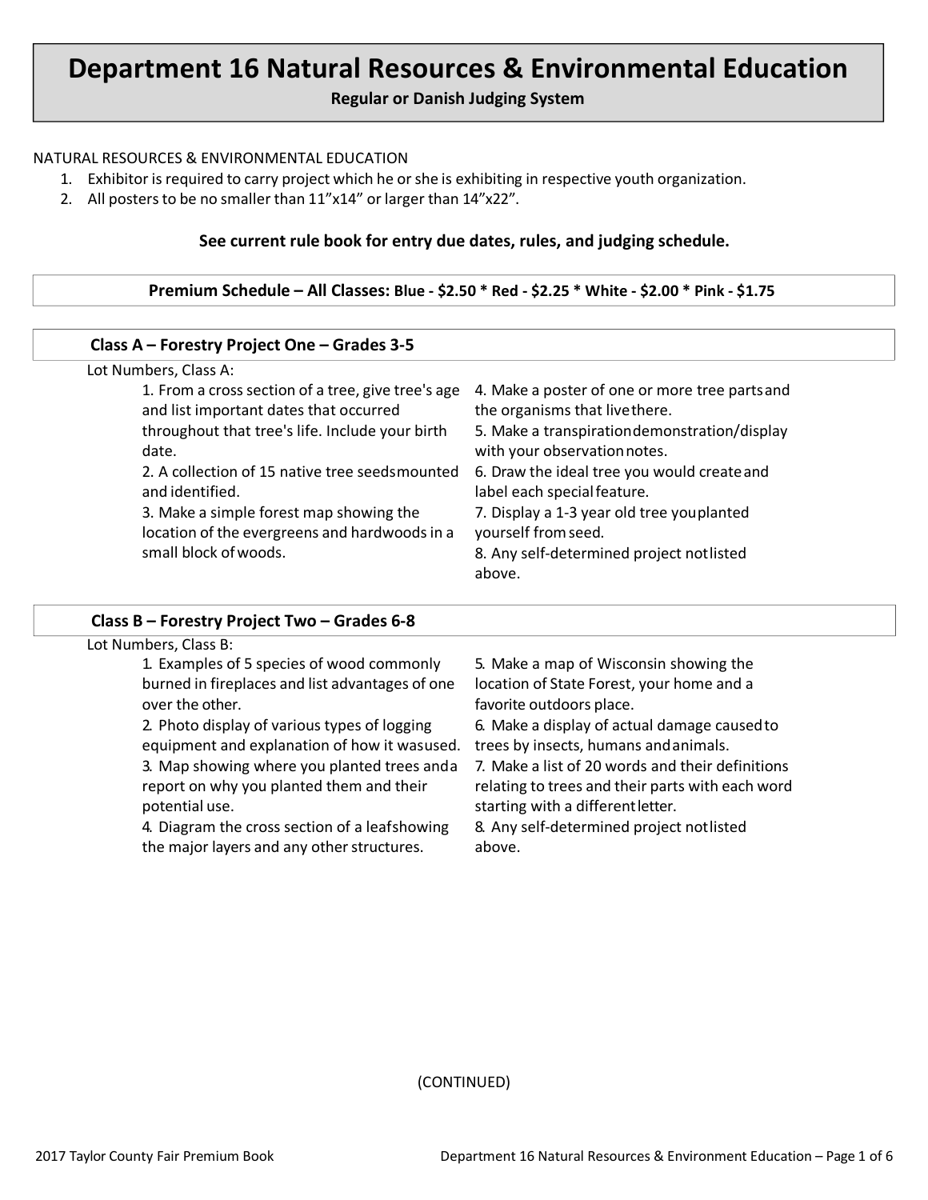# Department 16 Natural Resources & Environmental Education

**Regular or Danish Judging System**

NATURAL RESOURCES & ENVIRONMENTAL EDUCATION

1. Exhibitor is required to carry project which he or she is exhibiting in respective youth organization.
2. All posters to be no smaller than 11"x14" or larger than 14"x22".

**See current rule book for entry due dates, rules, and judging schedule.**

**Premium Schedule – All Classes: Blue - $2.50 * Red - $2.25 * White - $2.00 * Pink - $1.75**

## Class A – Forestry Project One – Grades 3-5

Lot Numbers, Class A:

1. From a cross section of a tree, give tree's age and list important dates that occurred throughout that tree's life. Include your birth date.
2. A collection of 15 native tree seeds mounted and identified.
3. Make a simple forest map showing the location of the evergreens and hardwoods in a small block of woods.
4. Make a poster of one or more tree parts and the organisms that live there.
5. Make a transpiration demonstration/display with your observation notes.
6. Draw the ideal tree you would create and label each special feature.
7. Display a 1-3 year old tree you planted yourself from seed.
8. Any self-determined project not listed above.

## Class B – Forestry Project Two – Grades 6-8

Lot Numbers, Class B:

1. Examples of 5 species of wood commonly burned in fireplaces and list advantages of one over the other.
2. Photo display of various types of logging equipment and explanation of how it was used.
3. Map showing where you planted trees and a report on why you planted them and their potential use.
4. Diagram the cross section of a leaf showing the major layers and any other structures.
5. Make a map of Wisconsin showing the location of State Forest, your home and a favorite outdoors place.
6. Make a display of actual damage caused to trees by insects, humans and animals.
7. Make a list of 20 words and their definitions relating to trees and their parts with each word starting with a different letter.
8. Any self-determined project not listed above.

(CONTINUED)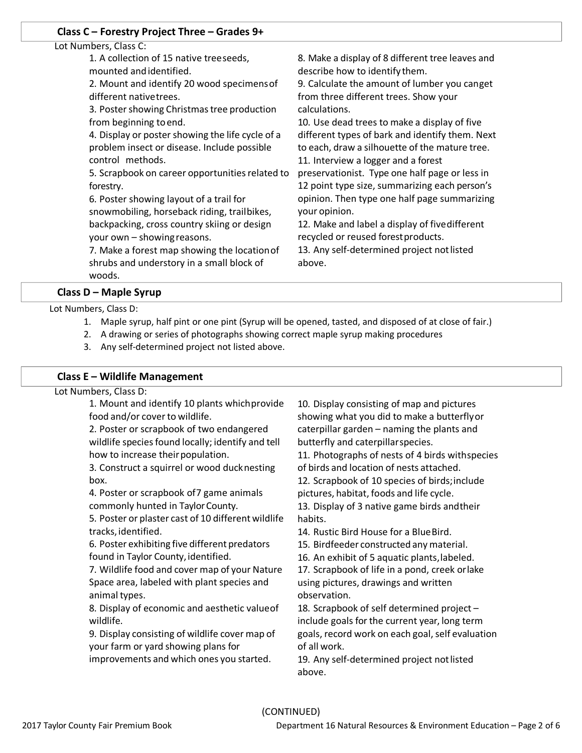### Class C – Forestry Project Three – Grades 9+

Lot Numbers, Class C:

1. A collection of 15 native tree seeds, mounted and identified.
2. Mount and identify 20 wood specimens of different native trees.
3. Poster showing Christmas tree production from beginning to end.
4. Display or poster showing the life cycle of a problem insect or disease. Include possible control methods.
5. Scrapbook on career opportunities related to forestry.
6. Poster showing layout of a trail for snowmobiling, horseback riding, trail bikes, backpacking, cross country skiing or design your own – showing reasons.
7. Make a forest map showing the location of shrubs and understory in a small block of woods.
8. Make a display of 8 different tree leaves and describe how to identify them.
9. Calculate the amount of lumber you can get from three different trees. Show your calculations.
10. Use dead trees to make a display of five different types of bark and identify them. Next to each, draw a silhouette of the mature tree.
11. Interview a logger and a forest preservationist. Type one half page or less in 12 point type size, summarizing each person's opinion. Then type one half page summarizing your opinion.
12. Make and label a display of five different recycled or reused forest products.
13. Any self-determined project not listed above.

### Class D – Maple Syrup

Lot Numbers, Class D:

1. Maple syrup, half pint or one pint (Syrup will be opened, tasted, and disposed of at close of fair.)
2. A drawing or series of photographs showing correct maple syrup making procedures
3. Any self-determined project not listed above.

### Class E – Wildlife Management

Lot Numbers, Class D:

1. Mount and identify 10 plants which provide food and/or cover to wildlife.
2. Poster or scrapbook of two endangered wildlife species found locally; identify and tell how to increase their population.
3. Construct a squirrel or wood duck nesting box.
4. Poster or scrapbook of 7 game animals commonly hunted in Taylor County.
5. Poster or plaster cast of 10 different wildlife tracks, identified.
6. Poster exhibiting five different predators found in Taylor County, identified.
7. Wildlife food and cover map of your Nature Space area, labeled with plant species and animal types.
8. Display of economic and aesthetic value of wildlife.
9. Display consisting of wildlife cover map of your farm or yard showing plans for improvements and which ones you started.
10. Display consisting of map and pictures showing what you did to make a butterfly or caterpillar garden – naming the plants and butterfly and caterpillar species.
11. Photographs of nests of 4 birds with species of birds and location of nests attached.
12. Scrapbook of 10 species of birds; include pictures, habitat, foods and life cycle.
13. Display of 3 native game birds and their habits.
14. Rustic Bird House for a Blue Bird.
15. Birdfeeder constructed any material.
16. An exhibit of 5 aquatic plants, labeled.
17. Scrapbook of life in a pond, creek or lake using pictures, drawings and written observation.
18. Scrapbook of self determined project – include goals for the current year, long term goals, record work on each goal, self evaluation of all work.
19. Any self-determined project not listed above.

(CONTINUED)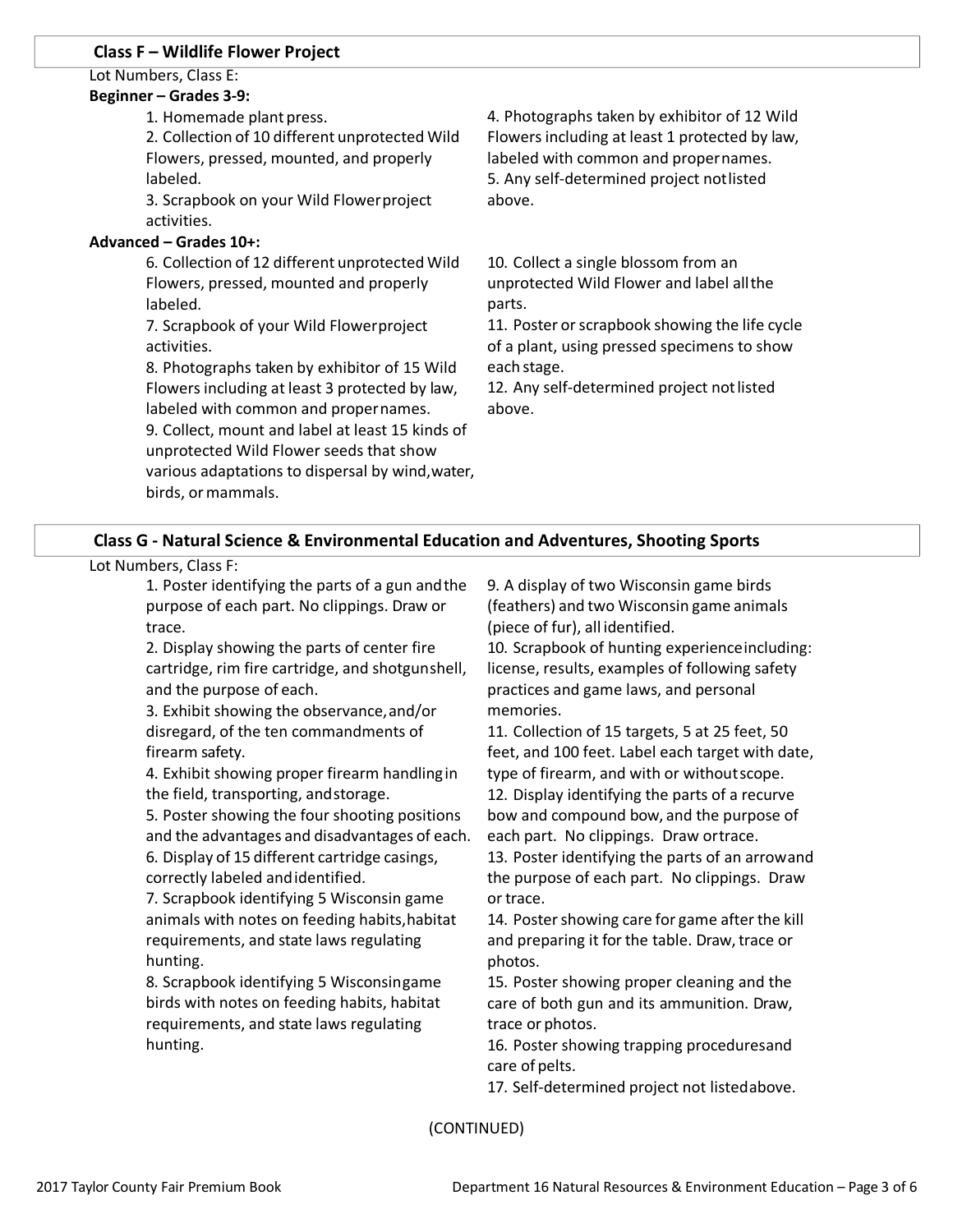## Class F – Wildlife Flower Project

Lot Numbers, Class E:

**Beginner – Grades 3-9:**

1. Homemade plant press.
2. Collection of 10 different unprotected Wild Flowers, pressed, mounted, and properly labeled.
3. Scrapbook on your Wild Flower project activities.
4. Photographs taken by exhibitor of 12 Wild Flowers including at least 1 protected by law, labeled with common and proper names.
5. Any self-determined project not listed above.

**Advanced – Grades 10+:**

6. Collection of 12 different unprotected Wild Flowers, pressed, mounted and properly labeled.
7. Scrapbook of your Wild Flower project activities.
8. Photographs taken by exhibitor of 15 Wild Flowers including at least 3 protected by law, labeled with common and proper names.
9. Collect, mount and label at least 15 kinds of unprotected Wild Flower seeds that show various adaptations to dispersal by wind, water, birds, or mammals.
10. Collect a single blossom from an unprotected Wild Flower and label all the parts.
11. Poster or scrapbook showing the life cycle of a plant, using pressed specimens to show each stage.
12. Any self-determined project not listed above.

## Class G - Natural Science & Environmental Education and Adventures, Shooting Sports

Lot Numbers, Class F:

1. Poster identifying the parts of a gun and the purpose of each part. No clippings. Draw or trace.
2. Display showing the parts of center fire cartridge, rim fire cartridge, and shotgun shell, and the purpose of each.
3. Exhibit showing the observance, and/or disregard, of the ten commandments of firearm safety.
4. Exhibit showing proper firearm handling in the field, transporting, and storage.
5. Poster showing the four shooting positions and the advantages and disadvantages of each.
6. Display of 15 different cartridge casings, correctly labeled and identified.
7. Scrapbook identifying 5 Wisconsin game animals with notes on feeding habits, habitat requirements, and state laws regulating hunting.
8. Scrapbook identifying 5 Wisconsin game birds with notes on feeding habits, habitat requirements, and state laws regulating hunting.
9. A display of two Wisconsin game birds (feathers) and two Wisconsin game animals (piece of fur), all identified.
10. Scrapbook of hunting experience including: license, results, examples of following safety practices and game laws, and personal memories.
11. Collection of 15 targets, 5 at 25 feet, 50 feet, and 100 feet. Label each target with date, type of firearm, and with or without scope.
12. Display identifying the parts of a recurve bow and compound bow, and the purpose of each part. No clippings. Draw or trace.
13. Poster identifying the parts of an arrow and the purpose of each part. No clippings. Draw or trace.
14. Poster showing care for game after the kill and preparing it for the table. Draw, trace or photos.
15. Poster showing proper cleaning and the care of both gun and its ammunition. Draw, trace or photos.
16. Poster showing trapping procedures and care of pelts.
17. Self-determined project not listed above.

(CONTINUED)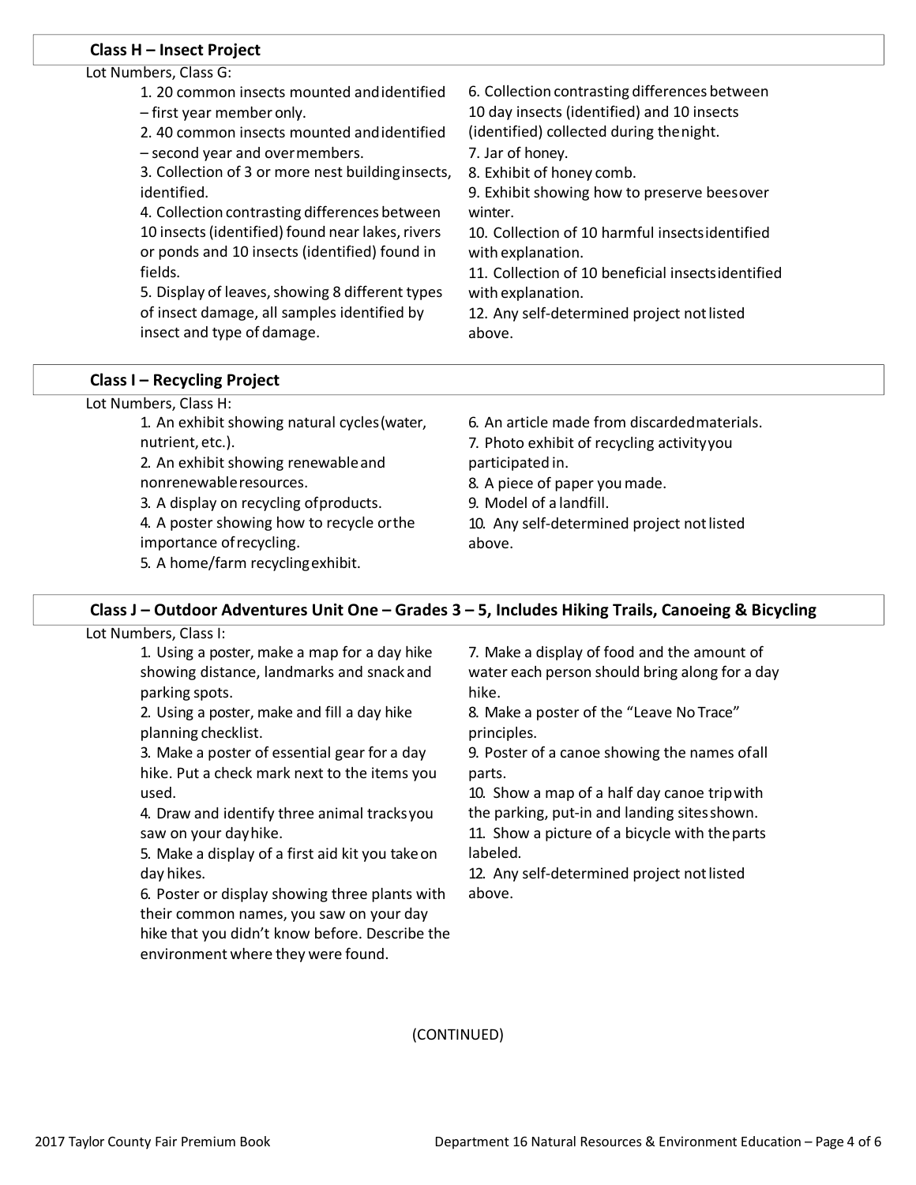## Class H – Insect Project

Lot Numbers, Class G:

1. 20 common insects mounted and identified – first year member only.
2. 40 common insects mounted and identified – second year and over members.
3. Collection of 3 or more nest building insects, identified.
4. Collection contrasting differences between 10 insects (identified) found near lakes, rivers or ponds and 10 insects (identified) found in fields.
5. Display of leaves, showing 8 different types of insect damage, all samples identified by insect and type of damage.
6. Collection contrasting differences between 10 day insects (identified) and 10 insects (identified) collected during the night.
7. Jar of honey.
8. Exhibit of honey comb.
9. Exhibit showing how to preserve bees over winter.
10. Collection of 10 harmful insects identified with explanation.
11. Collection of 10 beneficial insects identified with explanation.
12. Any self-determined project not listed above.

## Class I – Recycling Project

Lot Numbers, Class H:

1. An exhibit showing natural cycles (water, nutrient, etc.).
2. An exhibit showing renewable and nonrenewable resources.
3. A display on recycling of products.
4. A poster showing how to recycle or the importance of recycling.
5. A home/farm recycling exhibit.
6. An article made from discarded materials.
7. Photo exhibit of recycling activity you participated in.
8. A piece of paper you made.
9. Model of a landfill.
10. Any self-determined project not listed above.

## Class J – Outdoor Adventures Unit One – Grades 3 – 5, Includes Hiking Trails, Canoeing & Bicycling

Lot Numbers, Class I:

1. Using a poster, make a map for a day hike showing distance, landmarks and snack and parking spots.
2. Using a poster, make and fill a day hike planning checklist.
3. Make a poster of essential gear for a day hike. Put a check mark next to the items you used.
4. Draw and identify three animal tracks you saw on your day hike.
5. Make a display of a first aid kit you take on day hikes.
6. Poster or display showing three plants with their common names, you saw on your day hike that you didn't know before. Describe the environment where they were found.
7. Make a display of food and the amount of water each person should bring along for a day hike.
8. Make a poster of the "Leave No Trace" principles.
9. Poster of a canoe showing the names of all parts.
10. Show a map of a half day canoe trip with the parking, put-in and landing sites shown.
11. Show a picture of a bicycle with the parts labeled.
12. Any self-determined project not listed above.

(CONTINUED)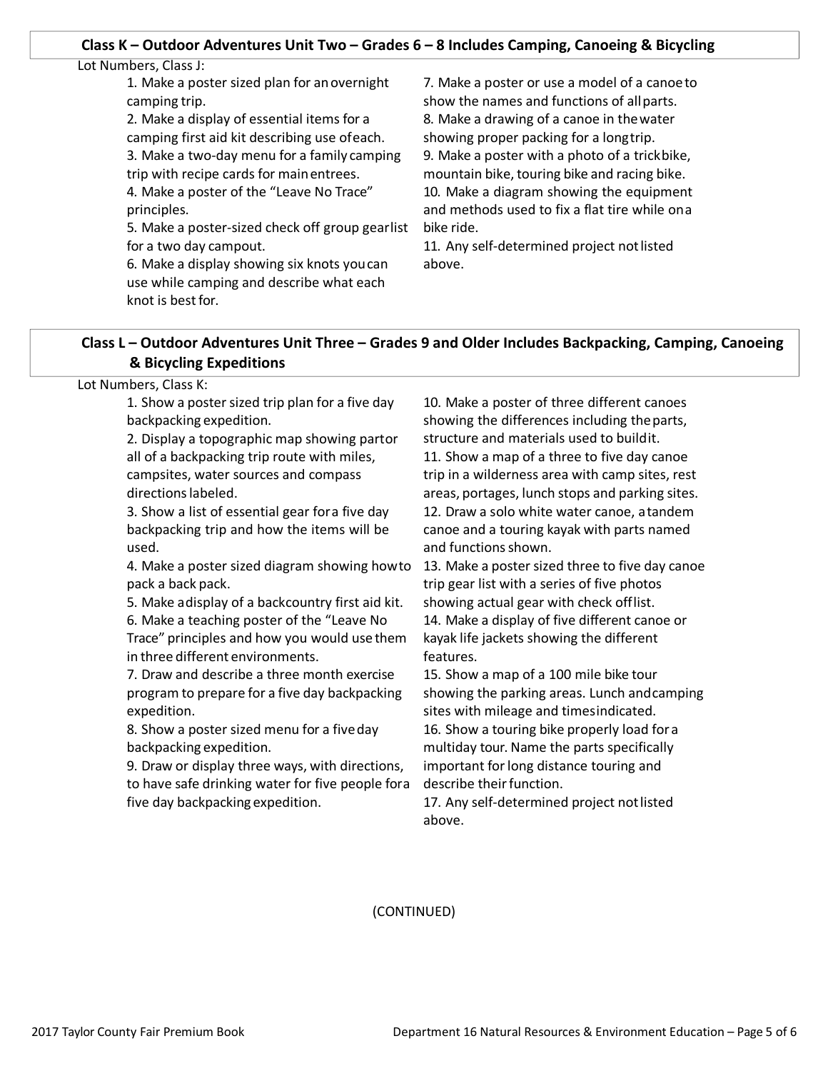## Class K – Outdoor Adventures Unit Two – Grades 6 – 8 Includes Camping, Canoeing & Bicycling

Lot Numbers, Class J:

1. Make a poster sized plan for an overnight camping trip.
2. Make a display of essential items for a camping first aid kit describing use of each.
3. Make a two-day menu for a family camping trip with recipe cards for main entrees.
4. Make a poster of the "Leave No Trace" principles.
5. Make a poster-sized check off group gear list for a two day campout.
6. Make a display showing six knots you can use while camping and describe what each knot is best for.
7. Make a poster or use a model of a canoe to show the names and functions of all parts.
8. Make a drawing of a canoe in the water showing proper packing for a long trip.
9. Make a poster with a photo of a trick bike, mountain bike, touring bike and racing bike.
10. Make a diagram showing the equipment and methods used to fix a flat tire while on a bike ride.
11. Any self-determined project not listed above.

## Class L – Outdoor Adventures Unit Three – Grades 9 and Older Includes Backpacking, Camping, Canoeing & Bicycling Expeditions

Lot Numbers, Class K:

1. Show a poster sized trip plan for a five day backpacking expedition.
2. Display a topographic map showing part or all of a backpacking trip route with miles, campsites, water sources and compass directions labeled.
3. Show a list of essential gear for a five day backpacking trip and how the items will be used.
4. Make a poster sized diagram showing how to pack a back pack.
5. Make a display of a backcountry first aid kit.
6. Make a teaching poster of the "Leave No Trace" principles and how you would use them in three different environments.
7. Draw and describe a three month exercise program to prepare for a five day backpacking expedition.
8. Show a poster sized menu for a five day backpacking expedition.
9. Draw or display three ways, with directions, to have safe drinking water for five people for a five day backpacking expedition.
10. Make a poster of three different canoes showing the differences including the parts, structure and materials used to build it.
11. Show a map of a three to five day canoe trip in a wilderness area with camp sites, rest areas, portages, lunch stops and parking sites.
12. Draw a solo white water canoe, a tandem canoe and a touring kayak with parts named and functions shown.
13. Make a poster sized three to five day canoe trip gear list with a series of five photos showing actual gear with check off list.
14. Make a display of five different canoe or kayak life jackets showing the different features.
15. Show a map of a 100 mile bike tour showing the parking areas. Lunch and camping sites with mileage and times indicated.
16. Show a touring bike properly load for a multiday tour. Name the parts specifically important for long distance touring and describe their function.
17. Any self-determined project not listed above.

(CONTINUED)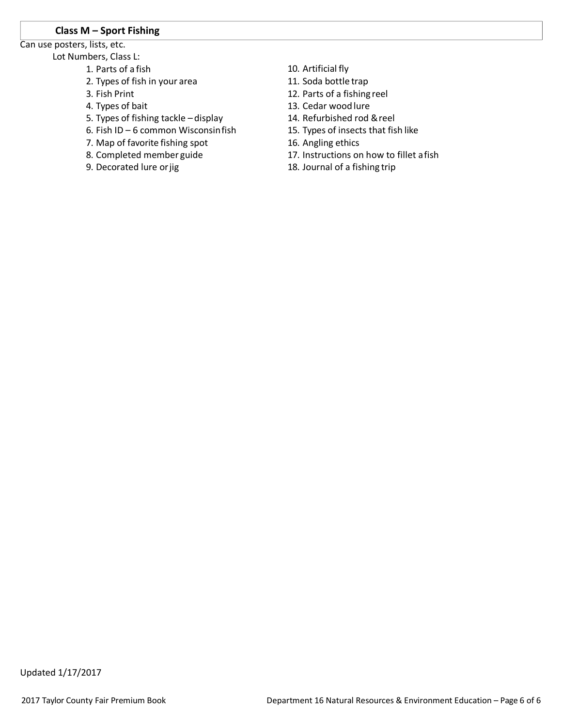### Class M – Sport Fishing

Can use posters, lists, etc.

Lot Numbers, Class L:

1. Parts of a fish
2. Types of fish in your area
3. Fish Print
4. Types of bait
5. Types of fishing tackle – display
6. Fish ID – 6 common Wisconsin fish
7. Map of favorite fishing spot
8. Completed member guide
9. Decorated lure or jig
10. Artificial fly
11. Soda bottle trap
12. Parts of a fishing reel
13. Cedar wood lure
14. Refurbished rod & reel
15. Types of insects that fish like
16. Angling ethics
17. Instructions on how to fillet a fish
18. Journal of a fishing trip

Updated 1/17/2017